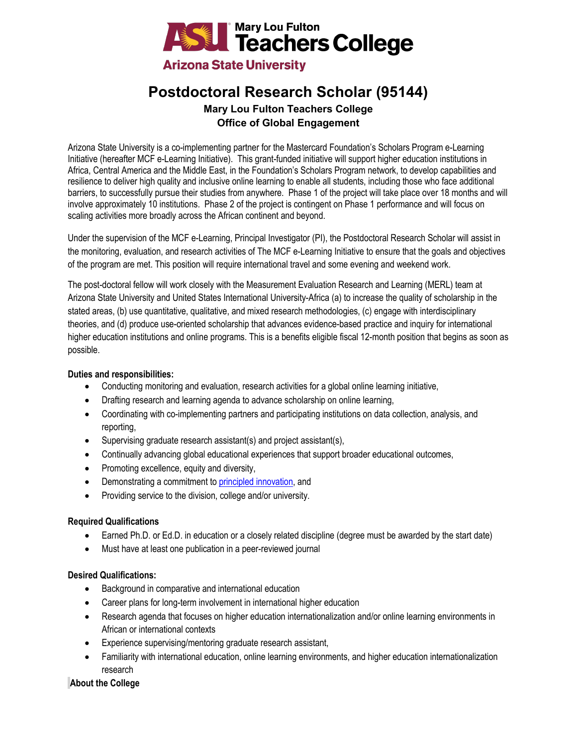# Postdoctoral Research Scholar (95144)

### Mary Lou Fulton Teachers College
### Office of Global Engagement

Arizona State University is a co-implementing partner for the Mastercard Foundation's Scholars Program e-Learning Initiative (hereafter MCF e-Learning Initiative). This grant-funded initiative will support higher education institutions in Africa, Central America and the Middle East, in the Foundation's Scholars Program network, to develop capabilities and resilience to deliver high quality and inclusive online learning to enable all students, including those who face additional barriers, to successfully pursue their studies from anywhere. Phase 1 of the project will take place over 18 months and will involve approximately 10 institutions. Phase 2 of the project is contingent on Phase 1 performance and will focus on scaling activities more broadly across the African continent and beyond.

Under the supervision of the MCF e-Learning, Principal Investigator (PI), the Postdoctoral Research Scholar will assist in the monitoring, evaluation, and research activities of The MCF e-Learning Initiative to ensure that the goals and objectives of the program are met. This position will require international travel and some evening and weekend work.

The post-doctoral fellow will work closely with the Measurement Evaluation Research and Learning (MERL) team at Arizona State University and United States International University-Africa (a) to increase the quality of scholarship in the stated areas, (b) use quantitative, qualitative, and mixed research methodologies, (c) engage with interdisciplinary theories, and (d) produce use-oriented scholarship that advances evidence-based practice and inquiry for international higher education institutions and online programs. This is a benefits eligible fiscal 12-month position that begins as soon as possible.

**Duties and responsibilities:**

- Conducting monitoring and evaluation, research activities for a global online learning initiative,
- Drafting research and learning agenda to advance scholarship on online learning,
- Coordinating with co-implementing partners and participating institutions on data collection, analysis, and reporting,
- Supervising graduate research assistant(s) and project assistant(s),
- Continually advancing global educational experiences that support broader educational outcomes,
- Promoting excellence, equity and diversity,
- Demonstrating a commitment to principled innovation, and
- Providing service to the division, college and/or university.

**Required Qualifications**

- Earned Ph.D. or Ed.D. in education or a closely related discipline (degree must be awarded by the start date)
- Must have at least one publication in a peer-reviewed journal

**Desired Qualifications:**

- Background in comparative and international education
- Career plans for long-term involvement in international higher education
- Research agenda that focuses on higher education internationalization and/or online learning environments in African or international contexts
- Experience supervising/mentoring graduate research assistant,
- Familiarity with international education, online learning environments, and higher education internationalization research

**About the College**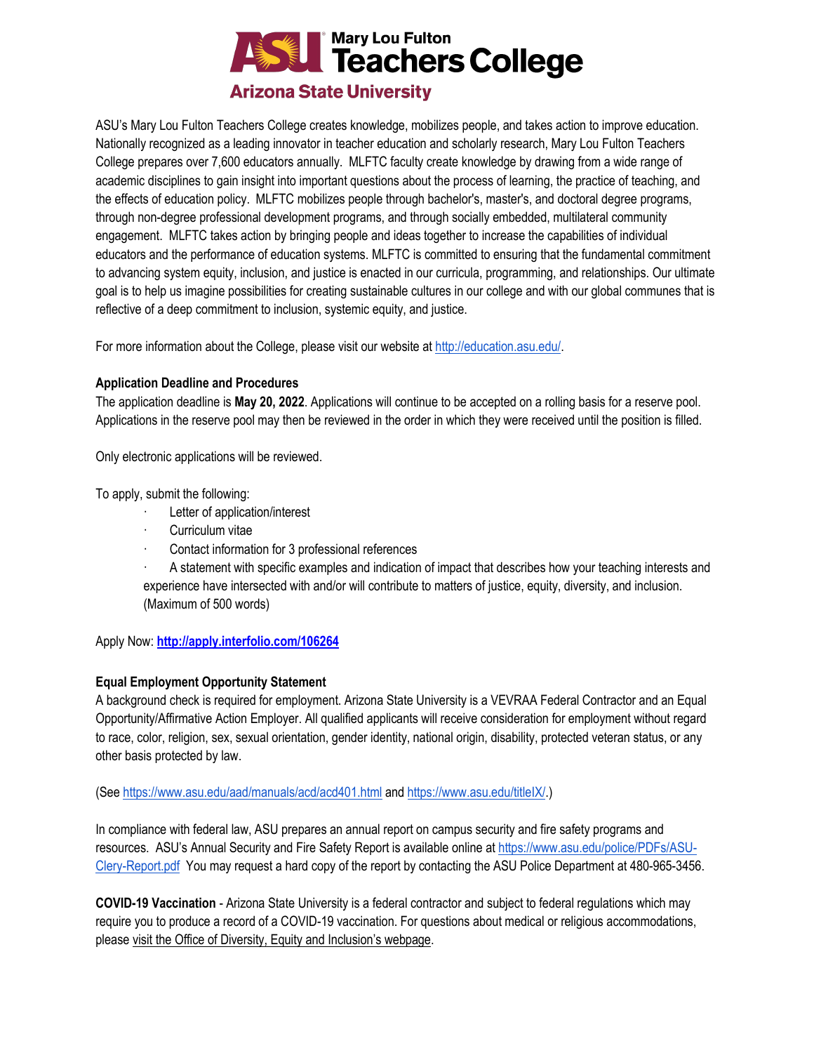ASU Mary Lou Fulton Teachers College
Arizona State University

ASU's Mary Lou Fulton Teachers College creates knowledge, mobilizes people, and takes action to improve education. Nationally recognized as a leading innovator in teacher education and scholarly research, Mary Lou Fulton Teachers College prepares over 7,600 educators annually. MLFTC faculty create knowledge by drawing from a wide range of academic disciplines to gain insight into important questions about the process of learning, the practice of teaching, and the effects of education policy. MLFTC mobilizes people through bachelor's, master's, and doctoral degree programs, through non-degree professional development programs, and through socially embedded, multilateral community engagement. MLFTC takes action by bringing people and ideas together to increase the capabilities of individual educators and the performance of education systems. MLFTC is committed to ensuring that the fundamental commitment to advancing system equity, inclusion, and justice is enacted in our curricula, programming, and relationships. Our ultimate goal is to help us imagine possibilities for creating sustainable cultures in our college and with our global communes that is reflective of a deep commitment to inclusion, systemic equity, and justice.

For more information about the College, please visit our website at http://education.asu.edu/.

**Application Deadline and Procedures**

The application deadline is **May 20, 2022**. Applications will continue to be accepted on a rolling basis for a reserve pool. Applications in the reserve pool may then be reviewed in the order in which they were received until the position is filled.

Only electronic applications will be reviewed.

To apply, submit the following:

- Letter of application/interest
- Curriculum vitae
- Contact information for 3 professional references
- A statement with specific examples and indication of impact that describes how your teaching interests and experience have intersected with and/or will contribute to matters of justice, equity, diversity, and inclusion. (Maximum of 500 words)

Apply Now: **http://apply.interfolio.com/106264**

**Equal Employment Opportunity Statement**

A background check is required for employment. Arizona State University is a VEVRAA Federal Contractor and an Equal Opportunity/Affirmative Action Employer. All qualified applicants will receive consideration for employment without regard to race, color, religion, sex, sexual orientation, gender identity, national origin, disability, protected veteran status, or any other basis protected by law.

(See https://www.asu.edu/aad/manuals/acd/acd401.html and https://www.asu.edu/titleIX/.)

In compliance with federal law, ASU prepares an annual report on campus security and fire safety programs and resources. ASU's Annual Security and Fire Safety Report is available online at https://www.asu.edu/police/PDFs/ASU-Clery-Report.pdf You may request a hard copy of the report by contacting the ASU Police Department at 480-965-3456.

**COVID-19 Vaccination** - Arizona State University is a federal contractor and subject to federal regulations which may require you to produce a record of a COVID-19 vaccination. For questions about medical or religious accommodations, please visit the Office of Diversity, Equity and Inclusion's webpage.